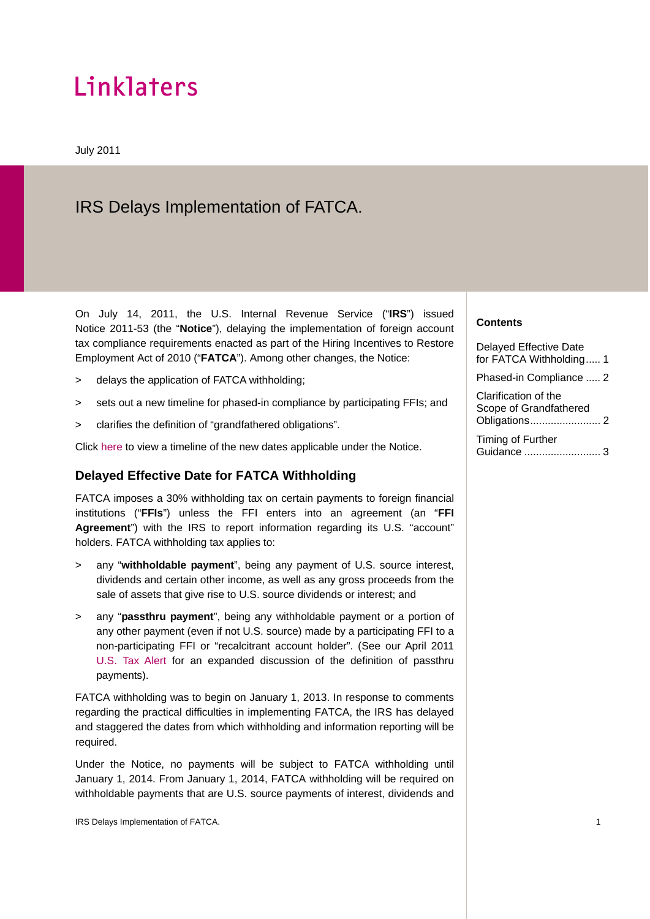Linklaters

July 2011

# IRS Delays Implementation of FATCA.

**Contents**

Delayed Effective Date for FATCA Withholding ..... 1

Phased-in Compliance ..... 2

Clarification of the Scope of Grandfathered Obligations ........................ 2

Timing of Further Guidance .......................... 3

On July 14, 2011, the U.S. Internal Revenue Service ("**IRS**") issued Notice 2011-53 (the "**Notice**"), delaying the implementation of foreign account tax compliance requirements enacted as part of the Hiring Incentives to Restore Employment Act of 2010 ("**FATCA**"). Among other changes, the Notice:

> delays the application of FATCA withholding;

> sets out a new timeline for phased-in compliance by participating FFIs; and

> clarifies the definition of "grandfathered obligations".

Click here to view a timeline of the new dates applicable under the Notice.

## Delayed Effective Date for FATCA Withholding

FATCA imposes a 30% withholding tax on certain payments to foreign financial institutions ("**FFIs**") unless the FFI enters into an agreement (an "**FFI Agreement**") with the IRS to report information regarding its U.S. "account" holders. FATCA withholding tax applies to:

> any "**withholdable payment**", being any payment of U.S. source interest, dividends and certain other income, as well as any gross proceeds from the sale of assets that give rise to U.S. source dividends or interest; and

> any "**passthru payment**", being any withholdable payment or a portion of any other payment (even if not U.S. source) made by a participating FFI to a non-participating FFI or "recalcitrant account holder". (See our April 2011 U.S. Tax Alert for an expanded discussion of the definition of passthru payments).

FATCA withholding was to begin on January 1, 2013. In response to comments regarding the practical difficulties in implementing FATCA, the IRS has delayed and staggered the dates from which withholding and information reporting will be required.

Under the Notice, no payments will be subject to FATCA withholding until January 1, 2014. From January 1, 2014, FATCA withholding will be required on withholdable payments that are U.S. source payments of interest, dividends and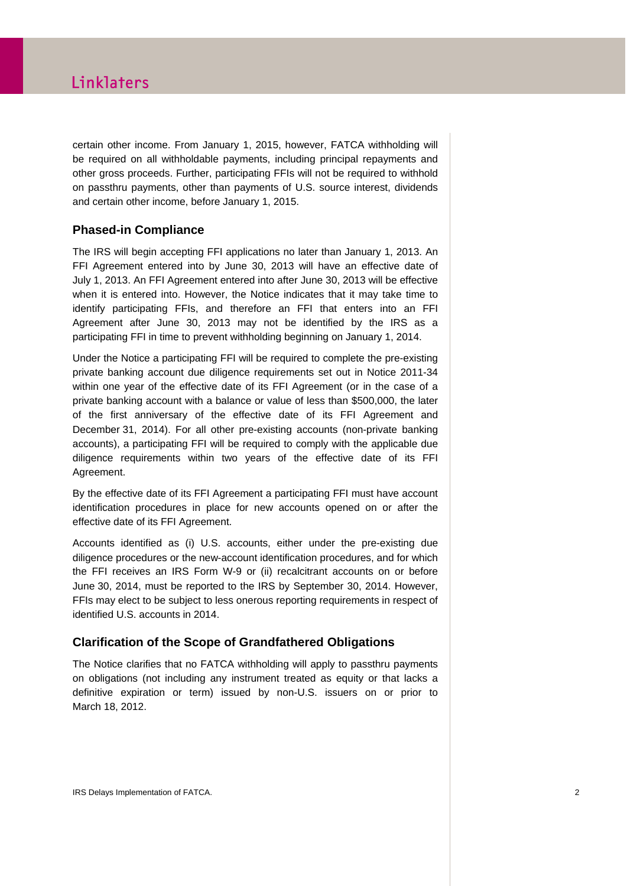certain other income. From January 1, 2015, however, FATCA withholding will be required on all withholdable payments, including principal repayments and other gross proceeds. Further, participating FFIs will not be required to withhold on passthru payments, other than payments of U.S. source interest, dividends and certain other income, before January 1, 2015.

### Phased-in Compliance

The IRS will begin accepting FFI applications no later than January 1, 2013. An FFI Agreement entered into by June 30, 2013 will have an effective date of July 1, 2013. An FFI Agreement entered into after June 30, 2013 will be effective when it is entered into. However, the Notice indicates that it may take time to identify participating FFIs, and therefore an FFI that enters into an FFI Agreement after June 30, 2013 may not be identified by the IRS as a participating FFI in time to prevent withholding beginning on January 1, 2014.

Under the Notice a participating FFI will be required to complete the pre-existing private banking account due diligence requirements set out in Notice 2011-34 within one year of the effective date of its FFI Agreement (or in the case of a private banking account with a balance or value of less than $500,000, the later of the first anniversary of the effective date of its FFI Agreement and December 31, 2014). For all other pre-existing accounts (non-private banking accounts), a participating FFI will be required to comply with the applicable due diligence requirements within two years of the effective date of its FFI Agreement.

By the effective date of its FFI Agreement a participating FFI must have account identification procedures in place for new accounts opened on or after the effective date of its FFI Agreement.

Accounts identified as (i) U.S. accounts, either under the pre-existing due diligence procedures or the new-account identification procedures, and for which the FFI receives an IRS Form W-9 or (ii) recalcitrant accounts on or before June 30, 2014, must be reported to the IRS by September 30, 2014. However, FFIs may elect to be subject to less onerous reporting requirements in respect of identified U.S. accounts in 2014.

### Clarification of the Scope of Grandfathered Obligations

The Notice clarifies that no FATCA withholding will apply to passthru payments on obligations (not including any instrument treated as equity or that lacks a definitive expiration or term) issued by non-U.S. issuers on or prior to March 18, 2012.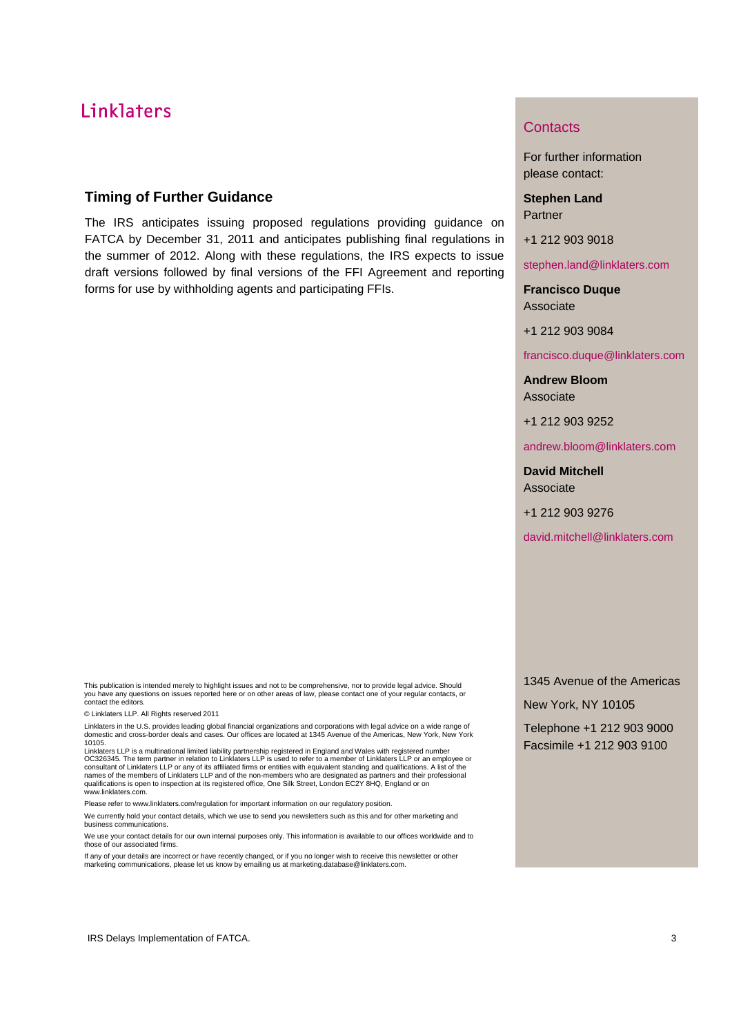Linklaters

### Timing of Further Guidance

The IRS anticipates issuing proposed regulations providing guidance on FATCA by December 31, 2011 and anticipates publishing final regulations in the summer of 2012. Along with these regulations, the IRS expects to issue draft versions followed by final versions of the FFI Agreement and reporting forms for use by withholding agents and participating FFIs.

This publication is intended merely to highlight issues and not to be comprehensive, nor to provide legal advice. Should you have any questions on issues reported here or on other areas of law, please contact one of your regular contacts, or contact the editors.

© Linklaters LLP. All Rights reserved 2011

Linklaters in the U.S. provides leading global financial organizations and corporations with legal advice on a wide range of domestic and cross-border deals and cases. Our offices are located at 1345 Avenue of the Americas, New York, New York 10105.
Linklaters LLP is a multinational limited liability partnership registered in England and Wales with registered number OC326345. The term partner in relation to Linklaters LLP is used to refer to a member of Linklaters LLP or an employee or consultant of Linklaters LLP or any of its affiliated firms or entities with equivalent standing and qualifications. A list of the names of the members of Linklaters LLP and of the non-members who are designated as partners and their professional qualifications is open to inspection at its registered office, One Silk Street, London EC2Y 8HQ, England or on www.linklaters.com.

Please refer to www.linklaters.com/regulation for important information on our regulatory position.

We currently hold your contact details, which we use to send you newsletters such as this and for other marketing and business communications.

We use your contact details for our own internal purposes only. This information is available to our offices worldwide and to those of our associated firms.

If any of your details are incorrect or have recently changed, or if you no longer wish to receive this newsletter or other marketing communications, please let us know by emailing us at marketing.database@linklaters.com.

## Contacts

For further information please contact:

**Stephen Land**
Partner

+1 212 903 9018

stephen.land@linklaters.com

**Francisco Duque**
Associate

+1 212 903 9084

francisco.duque@linklaters.com

**Andrew Bloom**
Associate

+1 212 903 9252

andrew.bloom@linklaters.com

**David Mitchell**
Associate

+1 212 903 9276

david.mitchell@linklaters.com

1345 Avenue of the Americas

New York, NY 10105

Telephone +1 212 903 9000
Facsimile +1 212 903 9100